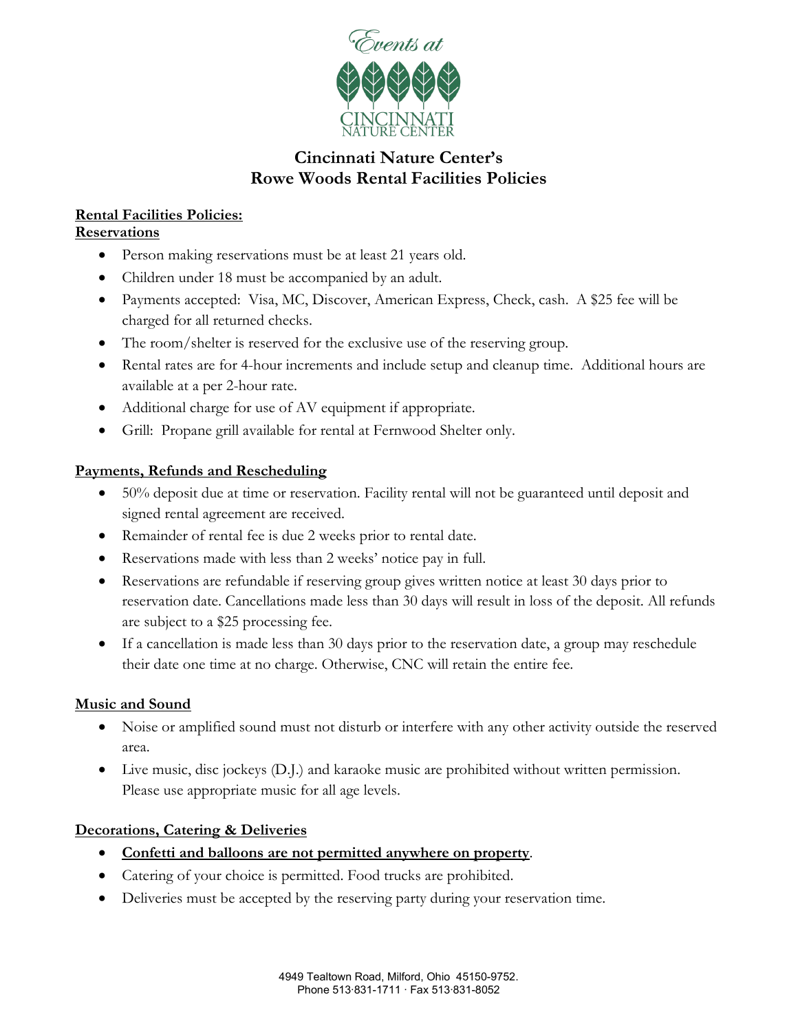Events at

CINCINNATI NATURE CENTER

# Cincinnati Nature Center's Rowe Woods Rental Facilities Policies

**Rental Facilities Policies:**

## Reservations

- Person making reservations must be at least 21 years old.
- Children under 18 must be accompanied by an adult.
- Payments accepted: Visa, MC, Discover, American Express, Check, cash. A $25 fee will be charged for all returned checks.
- The room/shelter is reserved for the exclusive use of the reserving group.
- Rental rates are for 4-hour increments and include setup and cleanup time. Additional hours are available at a per 2-hour rate.
- Additional charge for use of AV equipment if appropriate.
- Grill: Propane grill available for rental at Fernwood Shelter only.

## Payments, Refunds and Rescheduling

- 50% deposit due at time or reservation. Facility rental will not be guaranteed until deposit and signed rental agreement are received.
- Remainder of rental fee is due 2 weeks prior to rental date.
- Reservations made with less than 2 weeks' notice pay in full.
- Reservations are refundable if reserving group gives written notice at least 30 days prior to reservation date. Cancellations made less than 30 days will result in loss of the deposit. All refunds are subject to a $25 processing fee.
- If a cancellation is made less than 30 days prior to the reservation date, a group may reschedule their date one time at no charge. Otherwise, CNC will retain the entire fee.

## Music and Sound

- Noise or amplified sound must not disturb or interfere with any other activity outside the reserved area.
- Live music, disc jockeys (D.J.) and karaoke music are prohibited without written permission. Please use appropriate music for all age levels.

## Decorations, Catering & Deliveries

- **Confetti and balloons are not permitted anywhere on property**.
- Catering of your choice is permitted. Food trucks are prohibited.
- Deliveries must be accepted by the reserving party during your reservation time.

4949 Tealtown Road, Milford, Ohio 45150-9752.
Phone 513·831-1711 · Fax 513·831-8052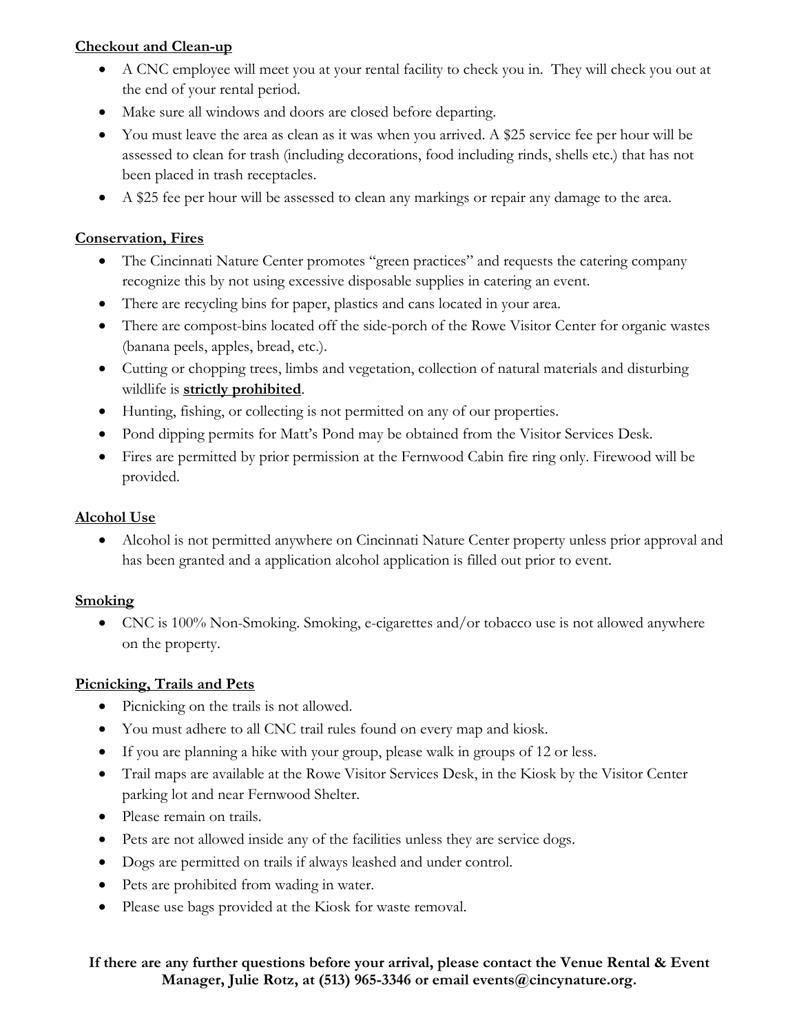**Checkout and Clean-up**

- A CNC employee will meet you at your rental facility to check you in. They will check you out at the end of your rental period.
- Make sure all windows and doors are closed before departing.
- You must leave the area as clean as it was when you arrived. A $25 service fee per hour will be assessed to clean for trash (including decorations, food including rinds, shells etc.) that has not been placed in trash receptacles.
- A $25 fee per hour will be assessed to clean any markings or repair any damage to the area.

**Conservation, Fires**

- The Cincinnati Nature Center promotes "green practices" and requests the catering company recognize this by not using excessive disposable supplies in catering an event.
- There are recycling bins for paper, plastics and cans located in your area.
- There are compost-bins located off the side-porch of the Rowe Visitor Center for organic wastes (banana peels, apples, bread, etc.).
- Cutting or chopping trees, limbs and vegetation, collection of natural materials and disturbing wildlife is **strictly prohibited**.
- Hunting, fishing, or collecting is not permitted on any of our properties.
- Pond dipping permits for Matt's Pond may be obtained from the Visitor Services Desk.
- Fires are permitted by prior permission at the Fernwood Cabin fire ring only. Firewood will be provided.

**Alcohol Use**

- Alcohol is not permitted anywhere on Cincinnati Nature Center property unless prior approval and has been granted and a application alcohol application is filled out prior to event.

**Smoking**

- CNC is 100% Non-Smoking. Smoking, e-cigarettes and/or tobacco use is not allowed anywhere on the property.

**Picnicking, Trails and Pets**

- Picnicking on the trails is not allowed.
- You must adhere to all CNC trail rules found on every map and kiosk.
- If you are planning a hike with your group, please walk in groups of 12 or less.
- Trail maps are available at the Rowe Visitor Services Desk, in the Kiosk by the Visitor Center parking lot and near Fernwood Shelter.
- Please remain on trails.
- Pets are not allowed inside any of the facilities unless they are service dogs.
- Dogs are permitted on trails if always leashed and under control.
- Pets are prohibited from wading in water.
- Please use bags provided at the Kiosk for waste removal.

**If there are any further questions before your arrival, please contact the Venue Rental & Event Manager, Julie Rotz, at (513) 965-3346 or email events@cincynature.org.**